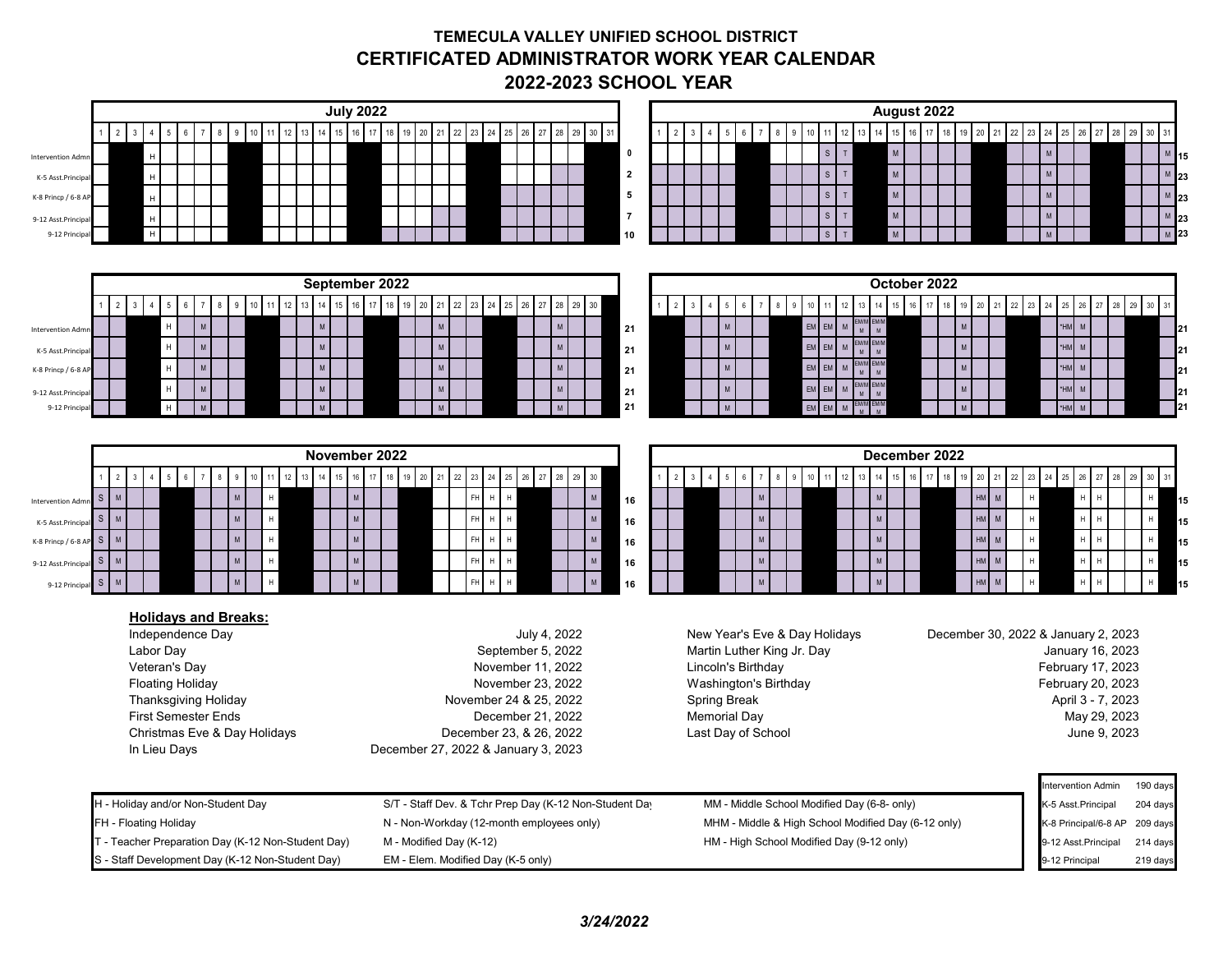# TEMECULA VALLEY UNIFIED SCHOOL DISTRICT

## CERTIFICATED ADMINISTRATOR WORK YEAR CALENDAR

## 2022-2023 SCHOOL YEAR

### July 2022

| | 1 | 2 | 3 | 4 | 5 | 6 | 7 | 8 | 9 | 10 | 11 | 12 | 13 | 14 | 15 | 16 | 17 | 18 | 19 | 20 | 21 | 22 | 23 | 24 | 25 | 26 | 27 | 28 | 29 | 30 | 31 | Days |
|---|---|---|---|---|---|---|---|---|---|---|---|---|---|---|---|---|---|---|---|---|---|---|---|---|---|---|---|---|---|---|---|---|
| Intervention Admn | | | | H | | | | | | | | | | | | | | | | | | | | | | | | | | | | 0 |
| K-5 Asst.Principal | | | | H | | | | | | | | | | | | | | | | | | | | | | | | | | | | 2 |
| K-8 Princp / 6-8 AP | | | | H | | | | | | | | | | | | | | | | | | | | | | | | | | | | 5 |
| 9-12 Asst.Principal | | | | H | | | | | | | | | | | | | | | | | | | | | | | | | | | | 7 |
| 9-12 Principal | | | | H | | | | | | | | | | | | | | | | | | | | | | | | | | | | 10 |

### August 2022

| | 1 | 2 | 3 | 4 | 5 | 6 | 7 | 8 | 9 | 10 | 11 | 12 | 13 | 14 | 15 | 16 | 17 | 18 | 19 | 20 | 21 | 22 | 23 | 24 | 25 | 26 | 27 | 28 | 29 | 30 | 31 | Days |
|---|---|---|---|---|---|---|---|---|---|---|---|---|---|---|---|---|---|---|---|---|---|---|---|---|---|---|---|---|---|---|---|---|
| Intervention Admn | | | | | | | | | | | S | T | | | M | | | | | | | | | M | | | | | | | M | 15 |
| K-5 Asst.Principal | | | | | | | | | | | S | T | | | M | | | | | | | | | M | | | | | | | M | 23 |
| K-8 Princp / 6-8 AP | | | | | | | | | | | S | T | | | M | | | | | | | | | M | | | | | | | M | 23 |
| 9-12 Asst.Principal | | | | | | | | | | | S | T | | | M | | | | | | | | | M | | | | | | | M | 23 |
| 9-12 Principal | | | | | | | | | | | S | T | | | M | | | | | | | | | M | | | | | | | M | 23 |

### September 2022

| | 1 | 2 | 3 | 4 | 5 | 6 | 7 | 8 | 9 | 10 | 11 | 12 | 13 | 14 | 15 | 16 | 17 | 18 | 19 | 20 | 21 | 22 | 23 | 24 | 25 | 26 | 27 | 28 | 29 | 30 | Days |
|---|---|---|---|---|---|---|---|---|---|---|---|---|---|---|---|---|---|---|---|---|---|---|---|---|---|---|---|---|---|---|---|
| Intervention Admn | | | | | H | | M | | | | | | | M | | | | | | | M | | | | | | | M | | | 21 |
| K-5 Asst.Principal | | | | | H | | M | | | | | | | M | | | | | | | M | | | | | | | M | | | 21 |
| K-8 Princp / 6-8 AP | | | | | H | | M | | | | | | | M | | | | | | | M | | | | | | | M | | | 21 |
| 9-12 Asst.Principal | | | | | H | | M | | | | | | | M | | | | | | | M | | | | | | | M | | | 21 |
| 9-12 Principal | | | | | H | | M | | | | | | | M | | | | | | | M | | | | | | | M | | | 21 |

### October 2022

| | 1 | 2 | 3 | 4 | 5 | 6 | 7 | 8 | 9 | 10 | 11 | 12 | 13 | 14 | 15 | 16 | 17 | 18 | 19 | 20 | 21 | 22 | 23 | 24 | 25 | 26 | 27 | 28 | 29 | 30 | 31 | Days |
|---|---|---|---|---|---|---|---|---|---|---|---|---|---|---|---|---|---|---|---|---|---|---|---|---|---|---|---|---|---|---|---|---|
| Intervention Admn | | | | | M | | | | | EM | EM | M | EM/MM | EM/MM | | | | | M | | | | | | *HM | M | | | | | | 21 |
| K-5 Asst.Principal | | | | | M | | | | | EM | EM | M | EM/MM | EM/MM | | | | | M | | | | | | *HM | M | | | | | | 21 |
| K-8 Princp / 6-8 AP | | | | | M | | | | | EM | EM | M | EM/MM | EM/MM | | | | | M | | | | | | *HM | M | | | | | | 21 |
| 9-12 Asst.Principal | | | | | M | | | | | EM | EM | M | EM/MM | EM/MM | | | | | M | | | | | | *HM | M | | | | | | 21 |
| 9-12 Principal | | | | | M | | | | | EM | EM | M | EM/MM | EM/MM | | | | | M | | | | | | *HM | M | | | | | | 21 |

### November 2022

| | 1 | 2 | 3 | 4 | 5 | 6 | 7 | 8 | 9 | 10 | 11 | 12 | 13 | 14 | 15 | 16 | 17 | 18 | 19 | 20 | 21 | 22 | 23 | 24 | 25 | 26 | 27 | 28 | 29 | 30 | Days |
|---|---|---|---|---|---|---|---|---|---|---|---|---|---|---|---|---|---|---|---|---|---|---|---|---|---|---|---|---|---|---|---|
| Intervention Admn | S | M | | | | | | M | | | H | | | | | M | | | | | | | FH | H | H | | | | | M | 16 |
| K-5 Asst.Principal | S | M | | | | | | M | | | H | | | | | M | | | | | | | FH | H | H | | | | | M | 16 |
| K-8 Princp / 6-8 AP | S | M | | | | | | M | | | H | | | | | M | | | | | | | FH | H | H | | | | | M | 16 |
| 9-12 Asst.Principal | S | M | | | | | | M | | | H | | | | | M | | | | | | | FH | H | H | | | | | M | 16 |
| 9-12 Principal | S | M | | | | | | M | | | H | | | | | M | | | | | | | FH | H | H | | | | | M | 16 |

### December 2022

| | 1 | 2 | 3 | 4 | 5 | 6 | 7 | 8 | 9 | 10 | 11 | 12 | 13 | 14 | 15 | 16 | 17 | 18 | 19 | 20 | 21 | 22 | 23 | 24 | 25 | 26 | 27 | 28 | 29 | 30 | 31 | Days |
|---|---|---|---|---|---|---|---|---|---|---|---|---|---|---|---|---|---|---|---|---|---|---|---|---|---|---|---|---|---|---|---|---|
| Intervention Admn | | | | | | | M | | | | | | | M | | | | | | HM | M | | H | | | H | H | | | H | | 15 |
| K-5 Asst.Principal | | | | | | | M | | | | | | | M | | | | | | HM | M | | H | | | H | H | | | H | | 15 |
| K-8 Princp / 6-8 AP | | | | | | | M | | | | | | | M | | | | | | HM | M | | H | | | H | H | | | H | | 15 |
| 9-12 Asst.Principal | | | | | | | M | | | | | | | M | | | | | | HM | M | | H | | | H | H | | | H | | 15 |
| 9-12 Principal | | | | | | | M | | | | | | | M | | | | | | HM | M | | H | | | H | H | | | H | | 15 |

**Holidays and Breaks:**

| Holiday | Date |
|---|---|
| Independence Day | July 4, 2022 |
| Labor Day | September 5, 2022 |
| Veteran's Day | November 11, 2022 |
| Floating Holiday | November 23, 2022 |
| Thanksgiving Holiday | November 24 & 25, 2022 |
| First Semester Ends | December 21, 2022 |
| Christmas Eve & Day Holidays | December 23, & 26, 2022 |
| In Lieu Days | December 27, 2022 & January 3, 2023 |
| New Year's Eve & Day Holidays | December 30, 2022 & January 2, 2023 |
| Martin Luther King Jr. Day | January 16, 2023 |
| Lincoln's Birthday | February 17, 2023 |
| Washington's Birthday | February 20, 2023 |
| Spring Break | April 3 - 7, 2023 |
| Memorial Day | May 29, 2023 |
| Last Day of School | June 9, 2023 |

| Position | Days |
|---|---|
| Intervention Admin | 190 days |
| K-5 Asst.Principal | 204 days |
| K-8 Principal/6-8 AP | 209 days |
| 9-12 Asst.Principal | 214 days |
| 9-12 Principal | 219 days |

| | | |
|---|---|---|
| H - Holiday and/or Non-Student Day | S/T - Staff Dev. & Tchr Prep Day (K-12 Non-Student Day | MM - Middle School Modified Day (6-8- only) |
| FH - Floating Holiday | N - Non-Workday (12-month employees only) | MHM - Middle & High School Modified Day (6-12 only) |
| T - Teacher Preparation Day (K-12 Non-Student Day) | M - Modified Day (K-12) | HM - High School Modified Day (9-12 only) |
| S - Staff Development Day (K-12 Non-Student Day) | EM - Elem. Modified Day (K-5 only) | |

*3/24/2022*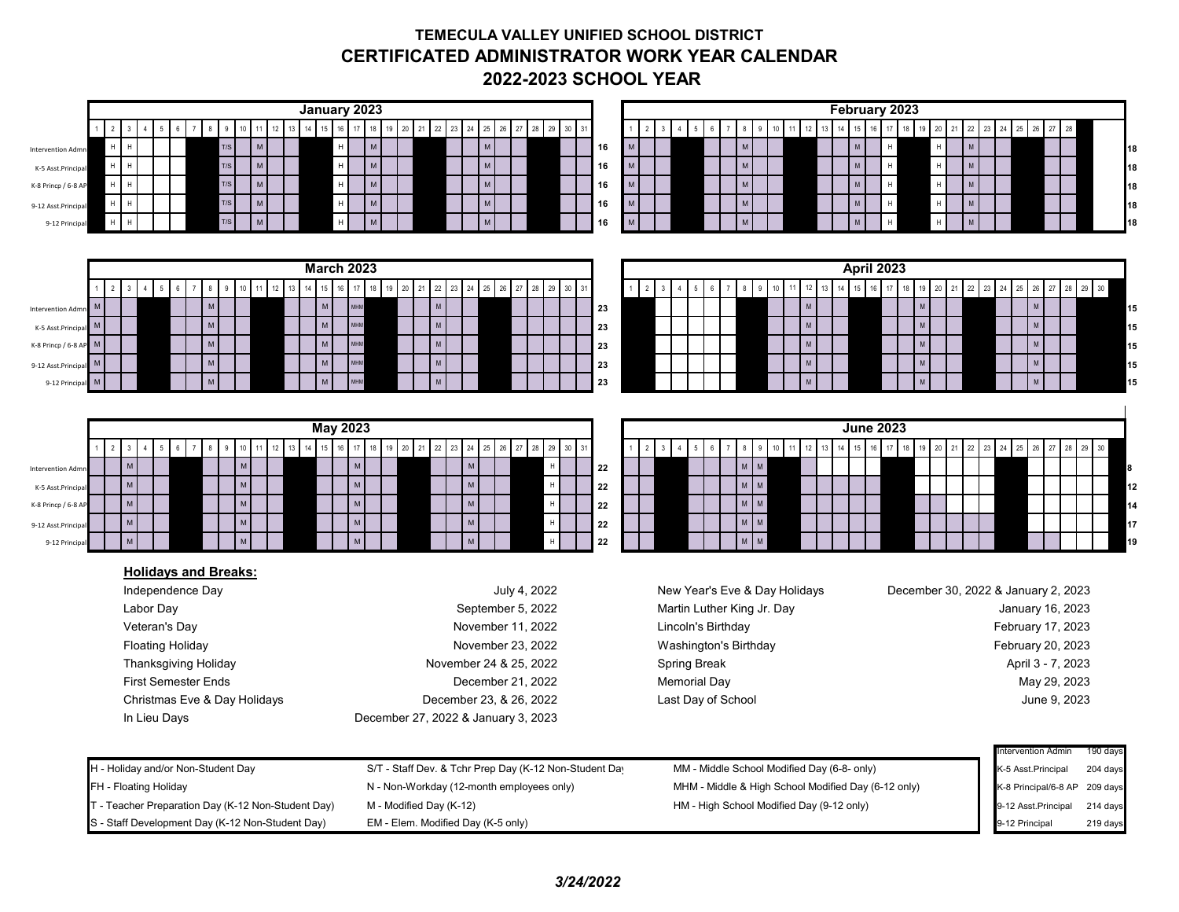# TEMECULA VALLEY UNIFIED SCHOOL DISTRICT

## CERTIFICATED ADMINISTRATOR WORK YEAR CALENDAR

## 2022-2023 SCHOOL YEAR

### January 2023

| | 1 | 2 | 3 | 4 | 5 | 6 | 7 | 8 | 9 | 10 | 11 | 12 | 13 | 14 | 15 | 16 | 17 | 18 | 19 | 20 | 21 | 22 | 23 | 24 | 25 | 26 | 27 | 28 | 29 | 30 | 31 | Days |
|---|---|---|---|---|---|---|---|---|---|---|---|---|---|---|---|---|---|---|---|---|---|---|---|---|---|---|---|---|---|---|---|---|
| Intervention Admn | | H | H | | | | | | T/S | | M | | | | | H | | M | | | | | | | M | | | | | | | 16 |
| K-5 Asst.Principal | | H | H | | | | | | T/S | | M | | | | | H | | M | | | | | | | M | | | | | | | 16 |
| K-8 Princp / 6-8 AP | | H | H | | | | | | T/S | | M | | | | | H | | M | | | | | | | M | | | | | | | 16 |
| 9-12 Asst.Principal | | H | H | | | | | | T/S | | M | | | | | H | | M | | | | | | | M | | | | | | | 16 |
| 9-12 Principal | | H | H | | | | | | T/S | | M | | | | | H | | M | | | | | | | M | | | | | | | 16 |

### February 2023

| | 1 | 2 | 3 | 4 | 5 | 6 | 7 | 8 | 9 | 10 | 11 | 12 | 13 | 14 | 15 | 16 | 17 | 18 | 19 | 20 | 21 | 22 | 23 | 24 | 25 | 26 | 27 | 28 | Days |
|---|---|---|---|---|---|---|---|---|---|---|---|---|---|---|---|---|---|---|---|---|---|---|---|---|---|---|---|---|---|
| Intervention Admn | M | | | | | | | M | | | | | | | M | | H | | | H | | M | | | | | | | 18 |
| K-5 Asst.Principal | M | | | | | | | M | | | | | | | M | | H | | | H | | M | | | | | | | 18 |
| K-8 Princp / 6-8 AP | M | | | | | | | M | | | | | | | M | | H | | | H | | M | | | | | | | 18 |
| 9-12 Asst.Principal | M | | | | | | | M | | | | | | | M | | H | | | H | | M | | | | | | | 18 |
| 9-12 Principal | M | | | | | | | M | | | | | | | M | | H | | | H | | M | | | | | | | 18 |

### March 2023

| | 1 | 2 | 3 | 4 | 5 | 6 | 7 | 8 | 9 | 10 | 11 | 12 | 13 | 14 | 15 | 16 | 17 | 18 | 19 | 20 | 21 | 22 | 23 | 24 | 25 | 26 | 27 | 28 | 29 | 30 | 31 | Days |
|---|---|---|---|---|---|---|---|---|---|---|---|---|---|---|---|---|---|---|---|---|---|---|---|---|---|---|---|---|---|---|---|---|
| Intervention Admn | M | | | | | | | M | | | | | | | M | | MHM | | | | | M | | | | | | | | | | 23 |
| K-5 Asst.Principal | M | | | | | | | M | | | | | | | M | | MHM | | | | | M | | | | | | | | | | 23 |
| K-8 Princp / 6-8 AP | M | | | | | | | M | | | | | | | M | | MHM | | | | | M | | | | | | | | | | 23 |
| 9-12 Asst.Principal | M | | | | | | | M | | | | | | | M | | MHM | | | | | M | | | | | | | | | | 23 |
| 9-12 Principal | M | | | | | | | M | | | | | | | M | | MHM | | | | | M | | | | | | | | | | 23 |

### April 2023

| | 1 | 2 | 3 | 4 | 5 | 6 | 7 | 8 | 9 | 10 | 11 | 12 | 13 | 14 | 15 | 16 | 17 | 18 | 19 | 20 | 21 | 22 | 23 | 24 | 25 | 26 | 27 | 28 | 29 | 30 | Days |
|---|---|---|---|---|---|---|---|---|---|---|---|---|---|---|---|---|---|---|---|---|---|---|---|---|---|---|---|---|---|---|---|
| Intervention Admn | | | | | | | | | | | | M | | | | | | | M | | | | | | | M | | | | | 15 |
| K-5 Asst.Principal | | | | | | | | | | | | M | | | | | | | M | | | | | | | M | | | | | 15 |
| K-8 Princp / 6-8 AP | | | | | | | | | | | | M | | | | | | | M | | | | | | | M | | | | | 15 |
| 9-12 Asst.Principal | | | | | | | | | | | | M | | | | | | | M | | | | | | | M | | | | | 15 |
| 9-12 Principal | | | | | | | | | | | | M | | | | | | | M | | | | | | | M | | | | | 15 |

### May 2023

| | 1 | 2 | 3 | 4 | 5 | 6 | 7 | 8 | 9 | 10 | 11 | 12 | 13 | 14 | 15 | 16 | 17 | 18 | 19 | 20 | 21 | 22 | 23 | 24 | 25 | 26 | 27 | 28 | 29 | 30 | 31 | Days |
|---|---|---|---|---|---|---|---|---|---|---|---|---|---|---|---|---|---|---|---|---|---|---|---|---|---|---|---|---|---|---|---|---|
| Intervention Admn | | | M | | | | | | | M | | | | | | | M | | | | | | | M | | | | | H | | | 22 |
| K-5 Asst.Principal | | | M | | | | | | | M | | | | | | | M | | | | | | | M | | | | | H | | | 22 |
| K-8 Princp / 6-8 AP | | | M | | | | | | | M | | | | | | | M | | | | | | | M | | | | | H | | | 22 |
| 9-12 Asst.Principal | | | M | | | | | | | M | | | | | | | M | | | | | | | M | | | | | H | | | 22 |
| 9-12 Principal | | | M | | | | | | | M | | | | | | | M | | | | | | | M | | | | | H | | | 22 |

### June 2023

| | 1 | 2 | 3 | 4 | 5 | 6 | 7 | 8 | 9 | 10 | 11 | 12 | 13 | 14 | 15 | 16 | 17 | 18 | 19 | 20 | 21 | 22 | 23 | 24 | 25 | 26 | 27 | 28 | 29 | 30 | Days |
|---|---|---|---|---|---|---|---|---|---|---|---|---|---|---|---|---|---|---|---|---|---|---|---|---|---|---|---|---|---|---|---|
| Intervention Admn | | | | | | | | M | M | | | | | | | | | | | | | | | | | | | | | | 8 |
| K-5 Asst.Principal | | | | | | | | M | M | | | | | | | | | | | | | | | | | | | | | | 12 |
| K-8 Princp / 6-8 AP | | | | | | | | M | M | | | | | | | | | | | | | | | | | | | | | | 14 |
| 9-12 Asst.Principal | | | | | | | | M | M | | | | | | | | | | | | | | | | | | | | | | 17 |
| 9-12 Principal | | | | | | | | M | M | | | | | | | | | | | | | | | | | | | | | | 19 |

**Holidays and Breaks:**

| | |
|---|---|
| Independence Day | July 4, 2022 |
| Labor Day | September 5, 2022 |
| Veteran's Day | November 11, 2022 |
| Floating Holiday | November 23, 2022 |
| Thanksgiving Holiday | November 24 & 25, 2022 |
| First Semester Ends | December 21, 2022 |
| Christmas Eve & Day Holidays | December 23, & 26, 2022 |
| In Lieu Days | December 27, 2022 & January 3, 2023 |
| New Year's Eve & Day Holidays | December 30, 2022 & January 2, 2023 |
| Martin Luther King Jr. Day | January 16, 2023 |
| Lincoln's Birthday | February 17, 2023 |
| Washington's Birthday | February 20, 2023 |
| Spring Break | April 3 - 7, 2023 |
| Memorial Day | May 29, 2023 |
| Last Day of School | June 9, 2023 |

| | | |
|---|---|---|
| H - Holiday and/or Non-Student Day | S/T - Staff Dev. & Tchr Prep Day (K-12 Non-Student Day) | MM - Middle School Modified Day (6-8- only) |
| FH - Floating Holiday | N - Non-Workday (12-month employees only) | MHM - Middle & High School Modified Day (6-12 only) |
| T - Teacher Preparation Day (K-12 Non-Student Day) | M - Modified Day (K-12) | HM - High School Modified Day (9-12 only) |
| S - Staff Development Day (K-12 Non-Student Day) | EM - Elem. Modified Day (K-5 only) | |

| | |
|---|---|
| Intervention Admin | 190 days |
| K-5 Asst.Principal | 204 days |
| K-8 Principal/6-8 AP | 209 days |
| 9-12 Asst.Principal | 214 days |
| 9-12 Principal | 219 days |

*3/24/2022*